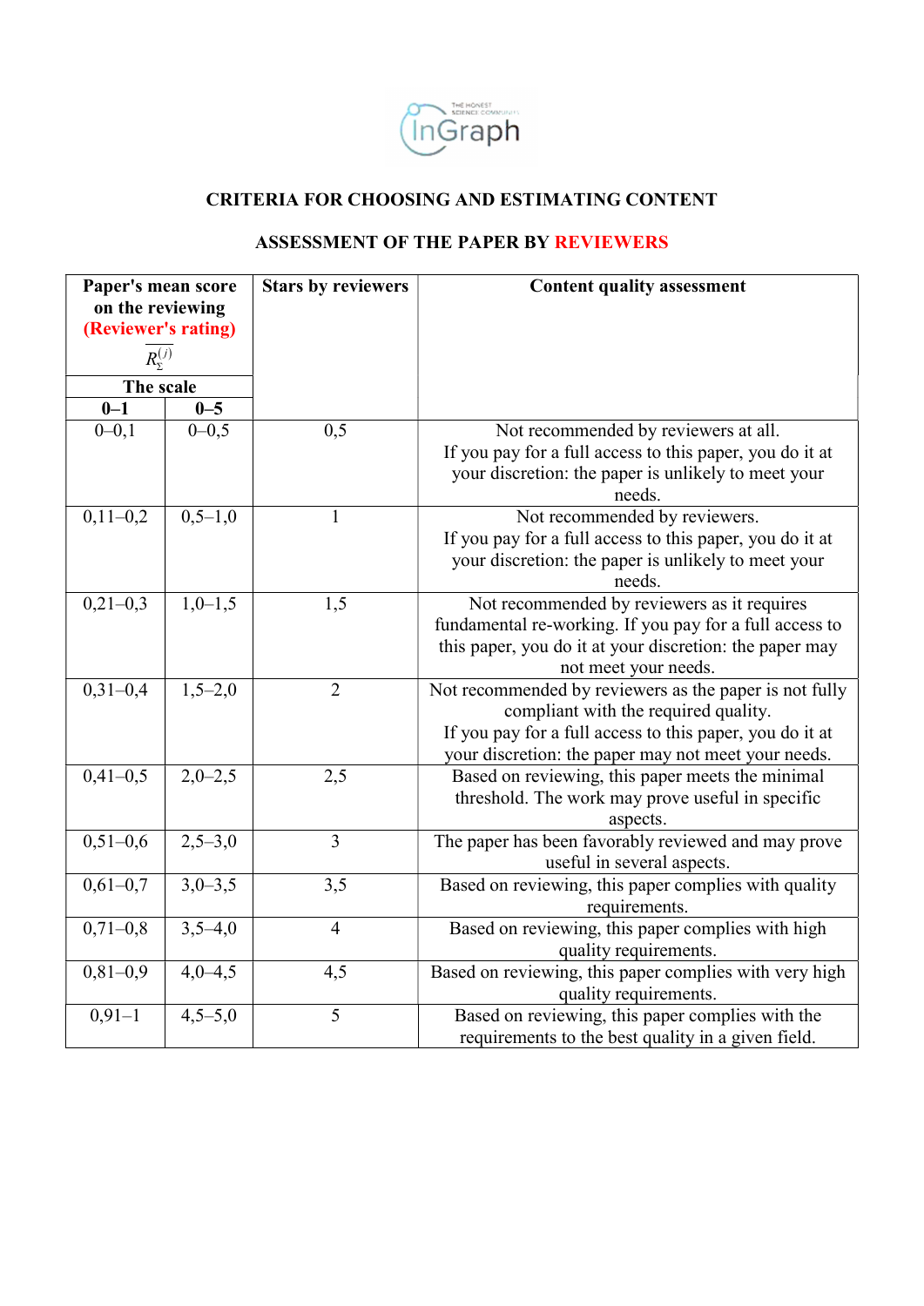CRITERIA FOR CHOOSING AND ESTIMATING CONTENT

ASSESSMENT OF THE PAPER BY REVIEWERS

| Paper's mean score on the reviewing (Reviewer's rating) $\overline{R_{\Sigma}^{(j)}}$ | | Stars by reviewers | Content quality assessment |
|---|---|---|---|
| The scale | | | |
| 0–1 | 0–5 | | |
| 0–0,1 | 0–0,5 | 0,5 | Not recommended by reviewers at all. If you pay for a full access to this paper, you do it at your discretion: the paper is unlikely to meet your needs. |
| 0,11–0,2 | 0,5–1,0 | 1 | Not recommended by reviewers. If you pay for a full access to this paper, you do it at your discretion: the paper is unlikely to meet your needs. |
| 0,21–0,3 | 1,0–1,5 | 1,5 | Not recommended by reviewers as it requires fundamental re-working. If you pay for a full access to this paper, you do it at your discretion: the paper may not meet your needs. |
| 0,31–0,4 | 1,5–2,0 | 2 | Not recommended by reviewers as the paper is not fully compliant with the required quality. If you pay for a full access to this paper, you do it at your discretion: the paper may not meet your needs. |
| 0,41–0,5 | 2,0–2,5 | 2,5 | Based on reviewing, this paper meets the minimal threshold. The work may prove useful in specific aspects. |
| 0,51–0,6 | 2,5–3,0 | 3 | The paper has been favorably reviewed and may prove useful in several aspects. |
| 0,61–0,7 | 3,0–3,5 | 3,5 | Based on reviewing, this paper complies with quality requirements. |
| 0,71–0,8 | 3,5–4,0 | 4 | Based on reviewing, this paper complies with high quality requirements. |
| 0,81–0,9 | 4,0–4,5 | 4,5 | Based on reviewing, this paper complies with very high quality requirements. |
| 0,91–1 | 4,5–5,0 | 5 | Based on reviewing, this paper complies with the requirements to the best quality in a given field. |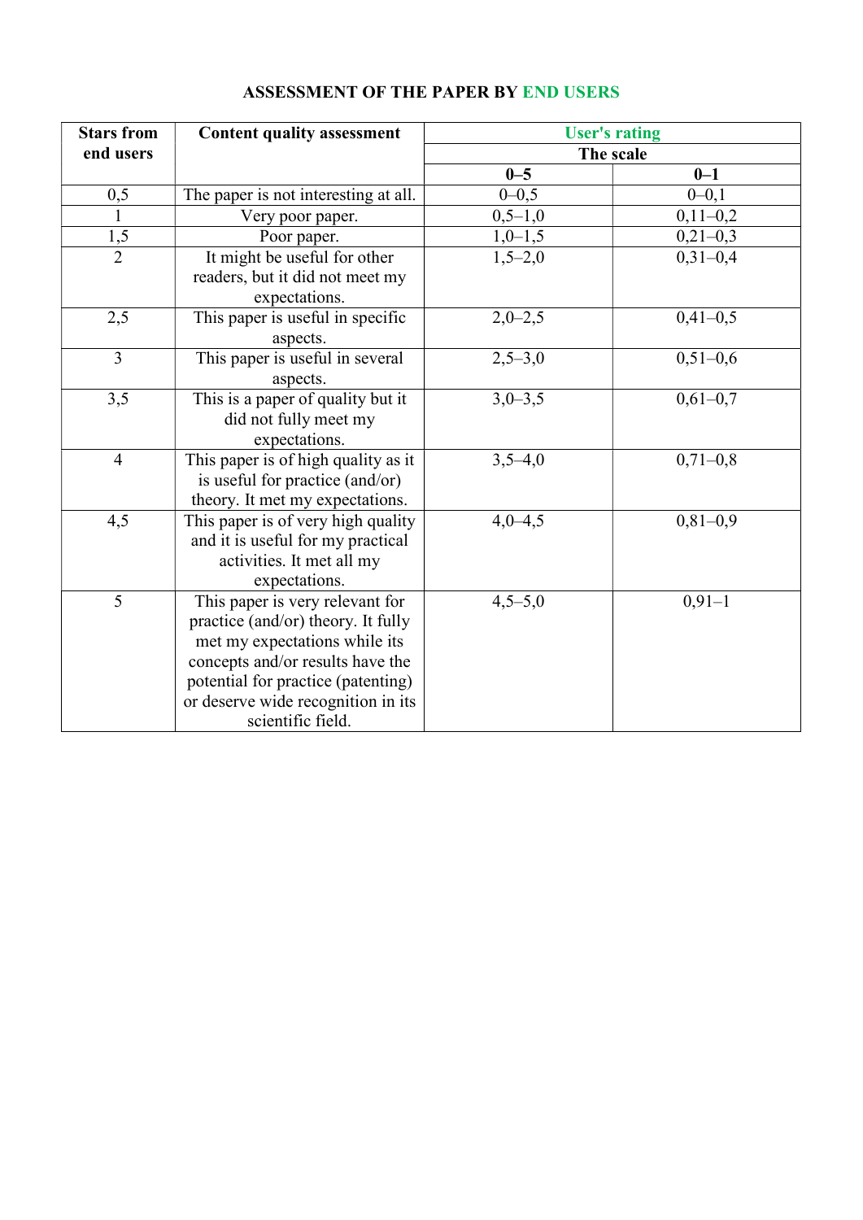## ASSESSMENT OF THE PAPER BY END USERS

| Stars from end users | Content quality assessment | User's rating | |
|---|---|---|---|
| | | The scale | |
| | | 0–5 | 0–1 |
| 0,5 | The paper is not interesting at all. | 0–0,5 | 0–0,1 |
| 1 | Very poor paper. | 0,5–1,0 | 0,11–0,2 |
| 1,5 | Poor paper. | 1,0–1,5 | 0,21–0,3 |
| 2 | It might be useful for other readers, but it did not meet my expectations. | 1,5–2,0 | 0,31–0,4 |
| 2,5 | This paper is useful in specific aspects. | 2,0–2,5 | 0,41–0,5 |
| 3 | This paper is useful in several aspects. | 2,5–3,0 | 0,51–0,6 |
| 3,5 | This is a paper of quality but it did not fully meet my expectations. | 3,0–3,5 | 0,61–0,7 |
| 4 | This paper is of high quality as it is useful for practice (and/or) theory. It met my expectations. | 3,5–4,0 | 0,71–0,8 |
| 4,5 | This paper is of very high quality and it is useful for my practical activities. It met all my expectations. | 4,0–4,5 | 0,81–0,9 |
| 5 | This paper is very relevant for practice (and/or) theory. It fully met my expectations while its concepts and/or results have the potential for practice (patenting) or deserve wide recognition in its scientific field. | 4,5–5,0 | 0,91–1 |